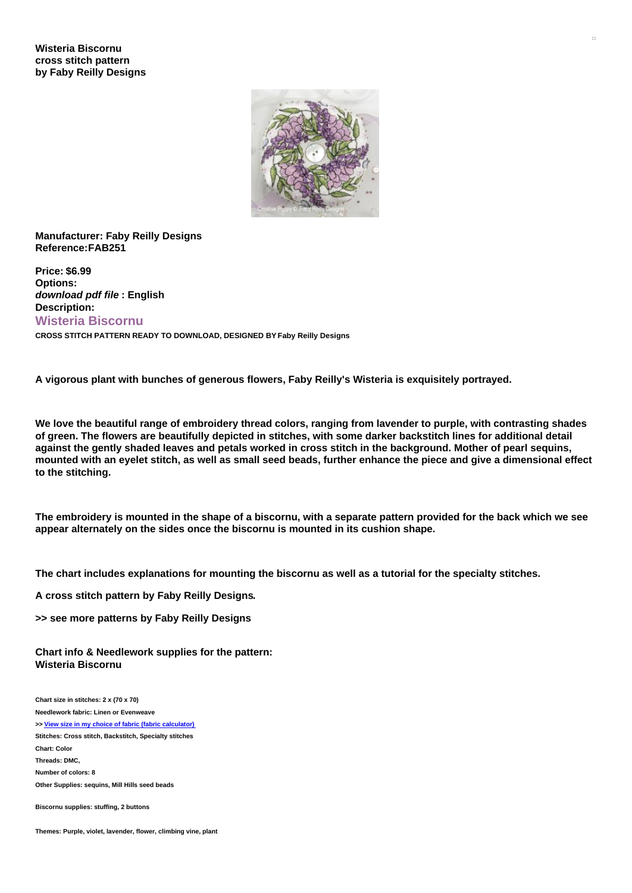**Wisteria Biscornu**
**cross stitch pattern**
**by Faby Reilly Designs**

**Manufacturer: Faby Reilly Designs**
**Reference:FAB251**

**Price: $6.99**
**Options:**
***download pdf file* : English**
**Description:**

## Wisteria Biscornu

**CROSS STITCH PATTERN READY TO DOWNLOAD, DESIGNED BY Faby Reilly Designs**

**A vigorous plant with bunches of generous flowers, Faby Reilly's Wisteria is exquisitely portrayed.**

**We love the beautiful range of embroidery thread colors, ranging from lavender to purple, with contrasting shades of green. The flowers are beautifully depicted in stitches, with some darker backstitch lines for additional detail against the gently shaded leaves and petals worked in cross stitch in the background. Mother of pearl sequins, mounted with an eyelet stitch, as well as small seed beads, further enhance the piece and give a dimensional effect to the stitching.**

**The embroidery is mounted in the shape of a biscornu, with a separate pattern provided for the back which we see appear alternately on the sides once the biscornu is mounted in its cushion shape.**

**The chart includes explanations for mounting the biscornu as well as a tutorial for the specialty stitches.**

**A cross stitch pattern by Faby Reilly Designs.**

**>> see more patterns by Faby Reilly Designs**

**Chart info & Needlework supplies for the pattern:**
**Wisteria Biscornu**

**Chart size in stitches: 2 x (70 x 70)**
**Needlework fabric: Linen or Evenweave**
**>> View size in my choice of fabric (fabric calculator)**
**Stitches: Cross stitch, Backstitch, Specialty stitches**
**Chart: Color**
**Threads: DMC,**
**Number of colors: 8**
**Other Supplies: sequins, Mill Hills seed beads**

**Biscornu supplies: stuffing, 2 buttons**

**Themes: Purple, violet, lavender, flower, climbing vine, plant**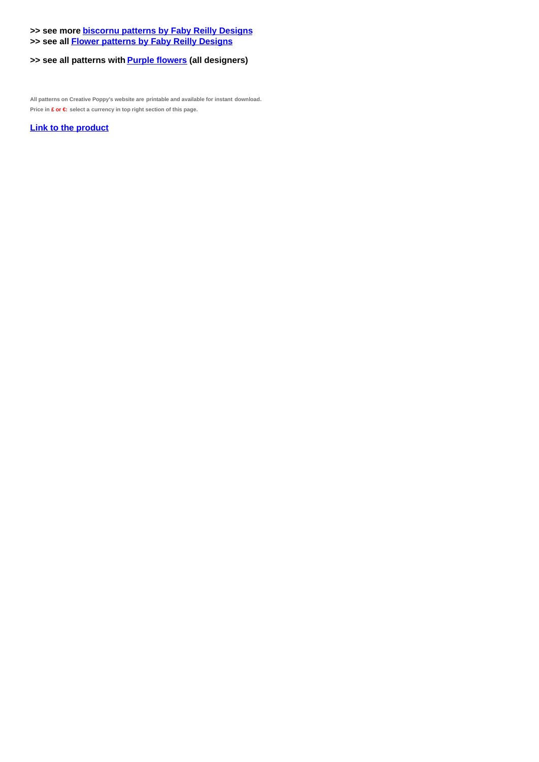**>> see more biscornu patterns by Faby Reilly Designs**
**>> see all Flower patterns by Faby Reilly Designs**

**>> see all patterns with Purple flowers (all designers)**

**All patterns on Creative Poppy's website are printable and available for instant download.**
**Price in £ or €: select a currency in top right section of this page.**

**Link to the product**